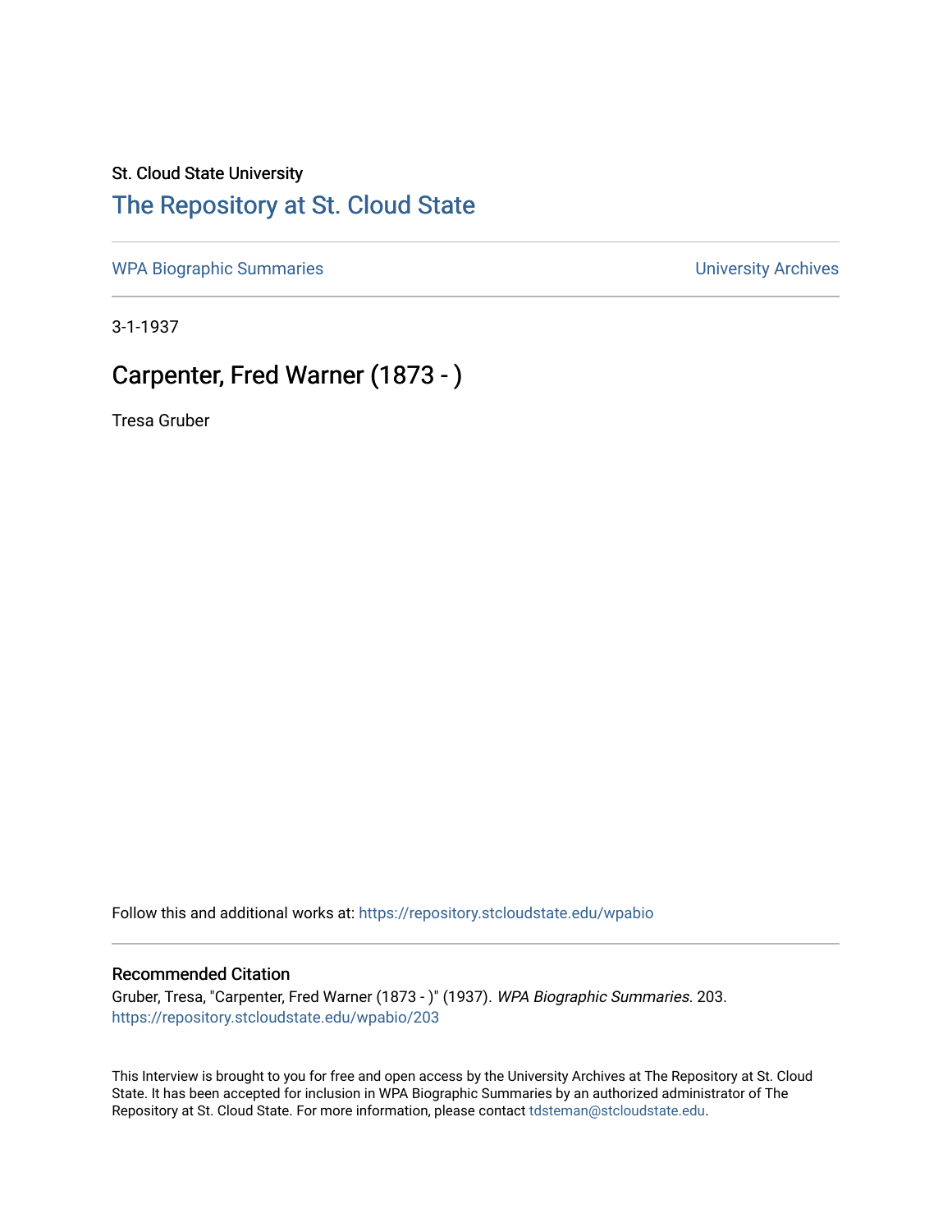St. Cloud State University

# The Repository at St. Cloud State

WPA Biographic Summaries | University Archives

3-1-1937

## Carpenter, Fred Warner (1873 - )

Tresa Gruber

Follow this and additional works at: https://repository.stcloudstate.edu/wpabio

### Recommended Citation

Gruber, Tresa, "Carpenter, Fred Warner (1873 - )" (1937). *WPA Biographic Summaries*. 203.
https://repository.stcloudstate.edu/wpabio/203

This Interview is brought to you for free and open access by the University Archives at The Repository at St. Cloud State. It has been accepted for inclusion in WPA Biographic Summaries by an authorized administrator of The Repository at St. Cloud State. For more information, please contact tdsteman@stcloudstate.edu.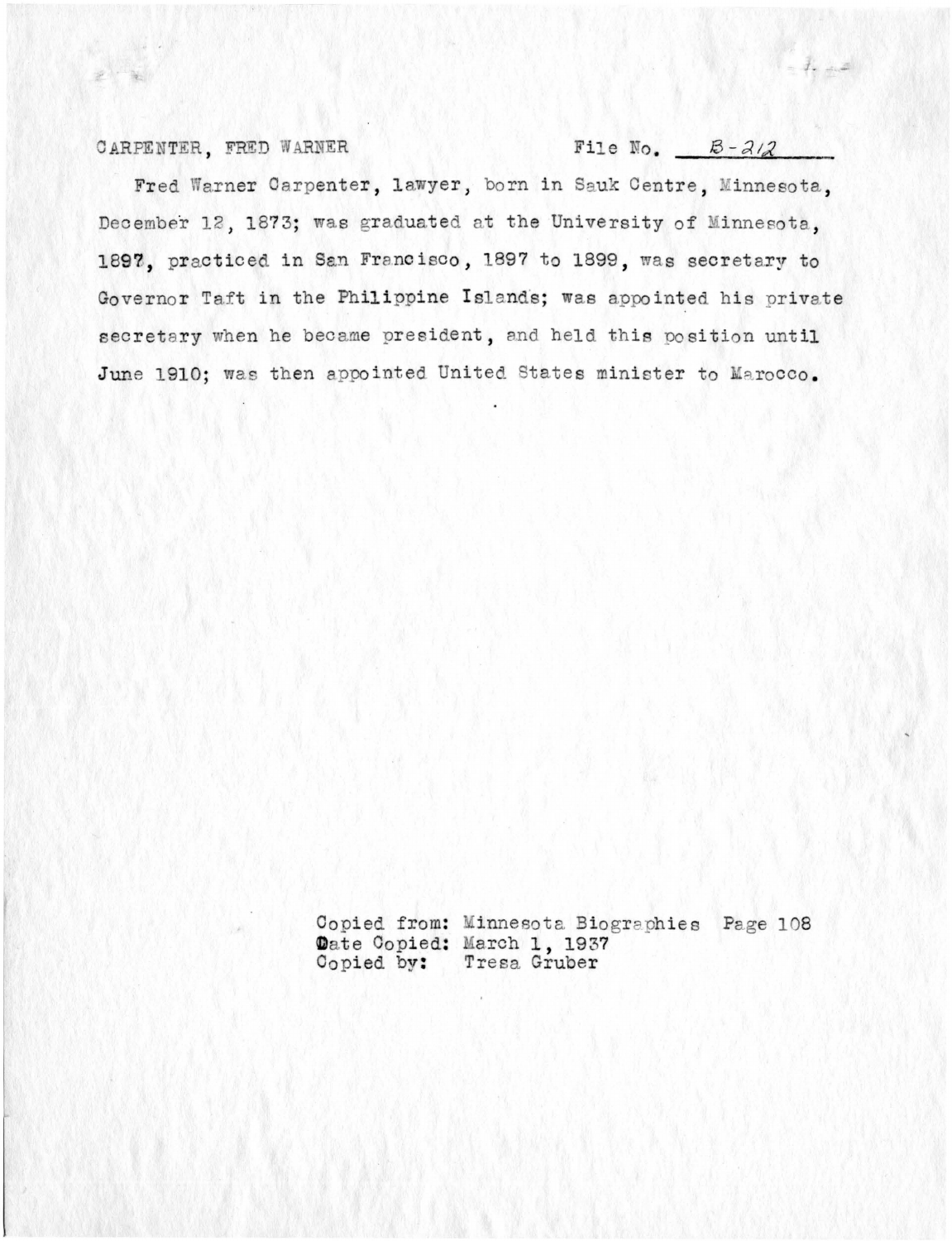CARPENTER, FRED WARNER File No. B-212

Fred Warner Carpenter, lawyer, born in Sauk Centre, Minnesota, December 12, 1873; was graduated at the University of Minnesota, 1897, practiced in San Francisco, 1897 to 1899, was secretary to Governor Taft in the Philippine Islands; was appointed his private secretary when he became president, and held this position until June 1910; was then appointed United States minister to Marocco.

Copied from: Minnesota Biographies Page 108
Date Copied: March 1, 1937
Copied by: Tresa Gruber